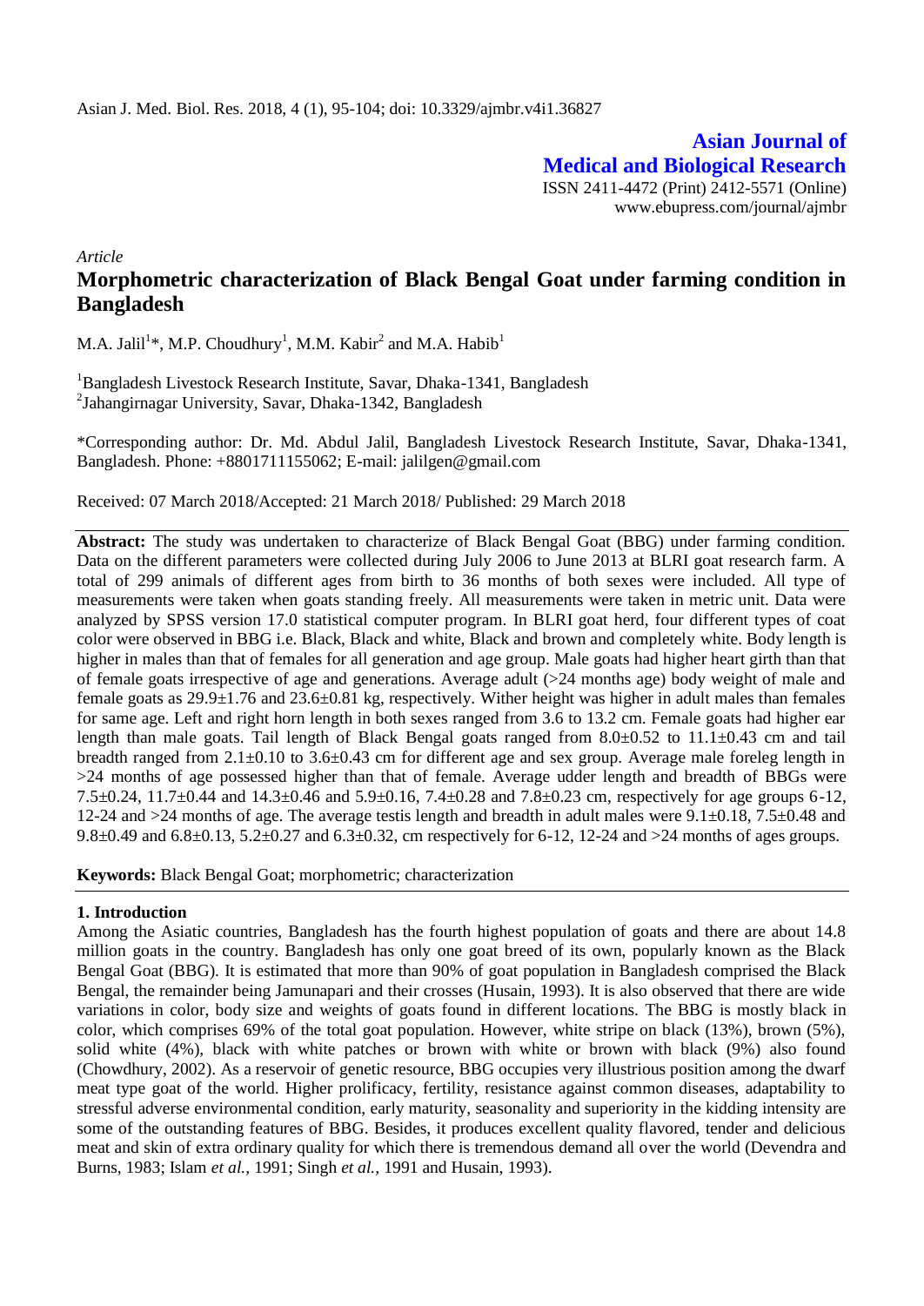**Asian Journal of Medical and Biological Research**

ISSN 2411-4472 (Print) 2412-5571 (Online)
www.ebupress.com/journal/ajmbr

*Article*

# Morphometric characterization of Black Bengal Goat under farming condition in Bangladesh

M.A. Jalil[1]*, M.P. Choudhury[1], M.M. Kabir[2] and M.A. Habib[1]

[1]Bangladesh Livestock Research Institute, Savar, Dhaka-1341, Bangladesh
[2]Jahangirnagar University, Savar, Dhaka-1342, Bangladesh

*Corresponding author: Dr. Md. Abdul Jalil, Bangladesh Livestock Research Institute, Savar, Dhaka-1341, Bangladesh. Phone: +8801711155062; E-mail: jalilgen@gmail.com

Received: 07 March 2018/Accepted: 21 March 2018/ Published: 29 March 2018

**Abstract:** The study was undertaken to characterize of Black Bengal Goat (BBG) under farming condition. Data on the different parameters were collected during July 2006 to June 2013 at BLRI goat research farm. A total of 299 animals of different ages from birth to 36 months of both sexes were included. All type of measurements were taken when goats standing freely. All measurements were taken in metric unit. Data were analyzed by SPSS version 17.0 statistical computer program. In BLRI goat herd, four different types of coat color were observed in BBG i.e. Black, Black and white, Black and brown and completely white. Body length is higher in males than that of females for all generation and age group. Male goats had higher heart girth than that of female goats irrespective of age and generations. Average adult (>24 months age) body weight of male and female goats as 29.9±1.76 and 23.6±0.81 kg, respectively. Wither height was higher in adult males than females for same age. Left and right horn length in both sexes ranged from 3.6 to 13.2 cm. Female goats had higher ear length than male goats. Tail length of Black Bengal goats ranged from 8.0±0.52 to 11.1±0.43 cm and tail breadth ranged from 2.1±0.10 to 3.6±0.43 cm for different age and sex group. Average male foreleg length in >24 months of age possessed higher than that of female. Average udder length and breadth of BBGs were 7.5±0.24, 11.7±0.44 and 14.3±0.46 and 5.9±0.16, 7.4±0.28 and 7.8±0.23 cm, respectively for age groups 6-12, 12-24 and >24 months of age. The average testis length and breadth in adult males were 9.1±0.18, 7.5±0.48 and 9.8±0.49 and 6.8±0.13, 5.2±0.27 and 6.3±0.32, cm respectively for 6-12, 12-24 and >24 months of ages groups.

**Keywords:** Black Bengal Goat; morphometric; characterization

## 1. Introduction

Among the Asiatic countries, Bangladesh has the fourth highest population of goats and there are about 14.8 million goats in the country. Bangladesh has only one goat breed of its own, popularly known as the Black Bengal Goat (BBG). It is estimated that more than 90% of goat population in Bangladesh comprised the Black Bengal, the remainder being Jamunapari and their crosses (Husain, 1993). It is also observed that there are wide variations in color, body size and weights of goats found in different locations. The BBG is mostly black in color, which comprises 69% of the total goat population. However, white stripe on black (13%), brown (5%), solid white (4%), black with white patches or brown with white or brown with black (9%) also found (Chowdhury, 2002). As a reservoir of genetic resource, BBG occupies very illustrious position among the dwarf meat type goat of the world. Higher prolificacy, fertility, resistance against common diseases, adaptability to stressful adverse environmental condition, early maturity, seasonality and superiority in the kidding intensity are some of the outstanding features of BBG. Besides, it produces excellent quality flavored, tender and delicious meat and skin of extra ordinary quality for which there is tremendous demand all over the world (Devendra and Burns, 1983; Islam *et al.*, 1991; Singh *et al.*, 1991 and Husain, 1993).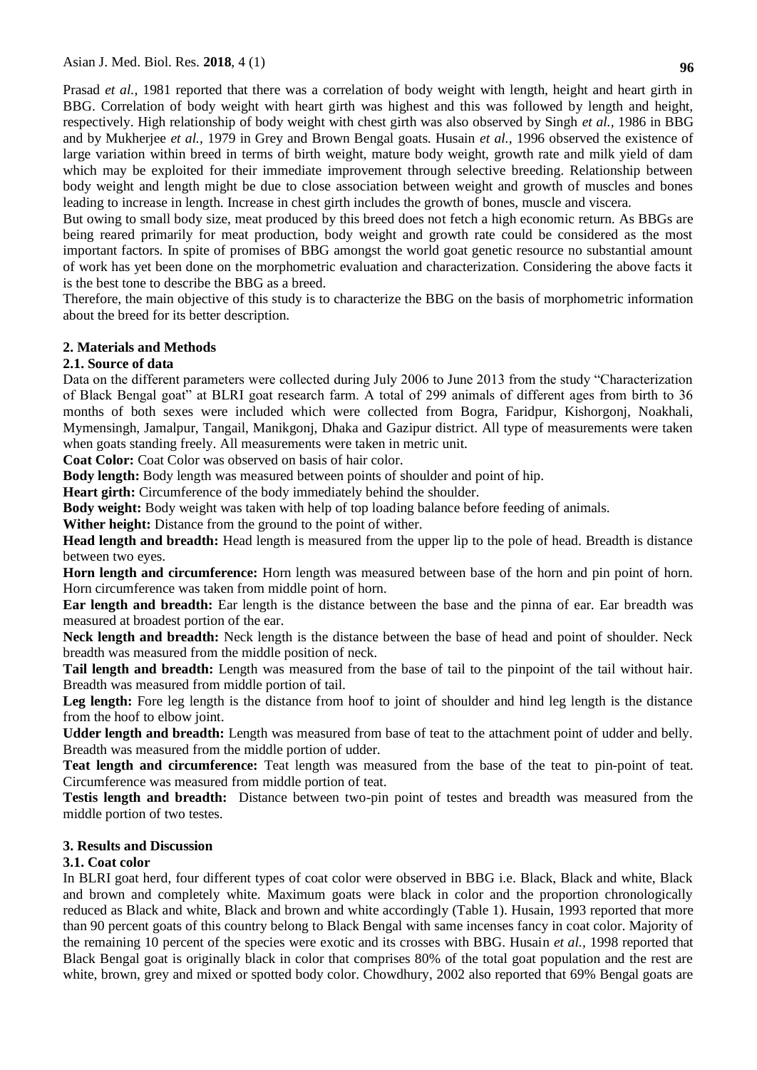Prasad *et al.,* 1981 reported that there was a correlation of body weight with length, height and heart girth in BBG. Correlation of body weight with heart girth was highest and this was followed by length and height, respectively. High relationship of body weight with chest girth was also observed by Singh *et al.,* 1986 in BBG and by Mukherjee *et al.,* 1979 in Grey and Brown Bengal goats. Husain *et al.,* 1996 observed the existence of large variation within breed in terms of birth weight, mature body weight, growth rate and milk yield of dam which may be exploited for their immediate improvement through selective breeding. Relationship between body weight and length might be due to close association between weight and growth of muscles and bones leading to increase in length. Increase in chest girth includes the growth of bones, muscle and viscera.

But owing to small body size, meat produced by this breed does not fetch a high economic return. As BBGs are being reared primarily for meat production, body weight and growth rate could be considered as the most important factors. In spite of promises of BBG amongst the world goat genetic resource no substantial amount of work has yet been done on the morphometric evaluation and characterization. Considering the above facts it is the best tone to describe the BBG as a breed.

Therefore, the main objective of this study is to characterize the BBG on the basis of morphometric information about the breed for its better description.

## 2. Materials and Methods

### 2.1. Source of data

Data on the different parameters were collected during July 2006 to June 2013 from the study "Characterization of Black Bengal goat" at BLRI goat research farm. A total of 299 animals of different ages from birth to 36 months of both sexes were included which were collected from Bogra, Faridpur, Kishorgonj, Noakhali, Mymensingh, Jamalpur, Tangail, Manikgonj, Dhaka and Gazipur district. All type of measurements were taken when goats standing freely. All measurements were taken in metric unit.

**Coat Color:** Coat Color was observed on basis of hair color.

**Body length:** Body length was measured between points of shoulder and point of hip.

**Heart girth:** Circumference of the body immediately behind the shoulder.

**Body weight:** Body weight was taken with help of top loading balance before feeding of animals.

**Wither height:** Distance from the ground to the point of wither.

**Head length and breadth:** Head length is measured from the upper lip to the pole of head. Breadth is distance between two eyes.

**Horn length and circumference:** Horn length was measured between base of the horn and pin point of horn. Horn circumference was taken from middle point of horn.

**Ear length and breadth:** Ear length is the distance between the base and the pinna of ear. Ear breadth was measured at broadest portion of the ear.

**Neck length and breadth:** Neck length is the distance between the base of head and point of shoulder. Neck breadth was measured from the middle position of neck.

**Tail length and breadth:** Length was measured from the base of tail to the pinpoint of the tail without hair. Breadth was measured from middle portion of tail.

**Leg length:** Fore leg length is the distance from hoof to joint of shoulder and hind leg length is the distance from the hoof to elbow joint.

**Udder length and breadth:** Length was measured from base of teat to the attachment point of udder and belly. Breadth was measured from the middle portion of udder.

**Teat length and circumference:** Teat length was measured from the base of the teat to pin-point of teat. Circumference was measured from middle portion of teat.

**Testis length and breadth:** Distance between two-pin point of testes and breadth was measured from the middle portion of two testes.

## 3. Results and Discussion

### 3.1. Coat color

In BLRI goat herd, four different types of coat color were observed in BBG i.e. Black, Black and white, Black and brown and completely white. Maximum goats were black in color and the proportion chronologically reduced as Black and white, Black and brown and white accordingly (Table 1). Husain, 1993 reported that more than 90 percent goats of this country belong to Black Bengal with same incenses fancy in coat color. Majority of the remaining 10 percent of the species were exotic and its crosses with BBG. Husain *et al.,* 1998 reported that Black Bengal goat is originally black in color that comprises 80% of the total goat population and the rest are white, brown, grey and mixed or spotted body color. Chowdhury, 2002 also reported that 69% Bengal goats are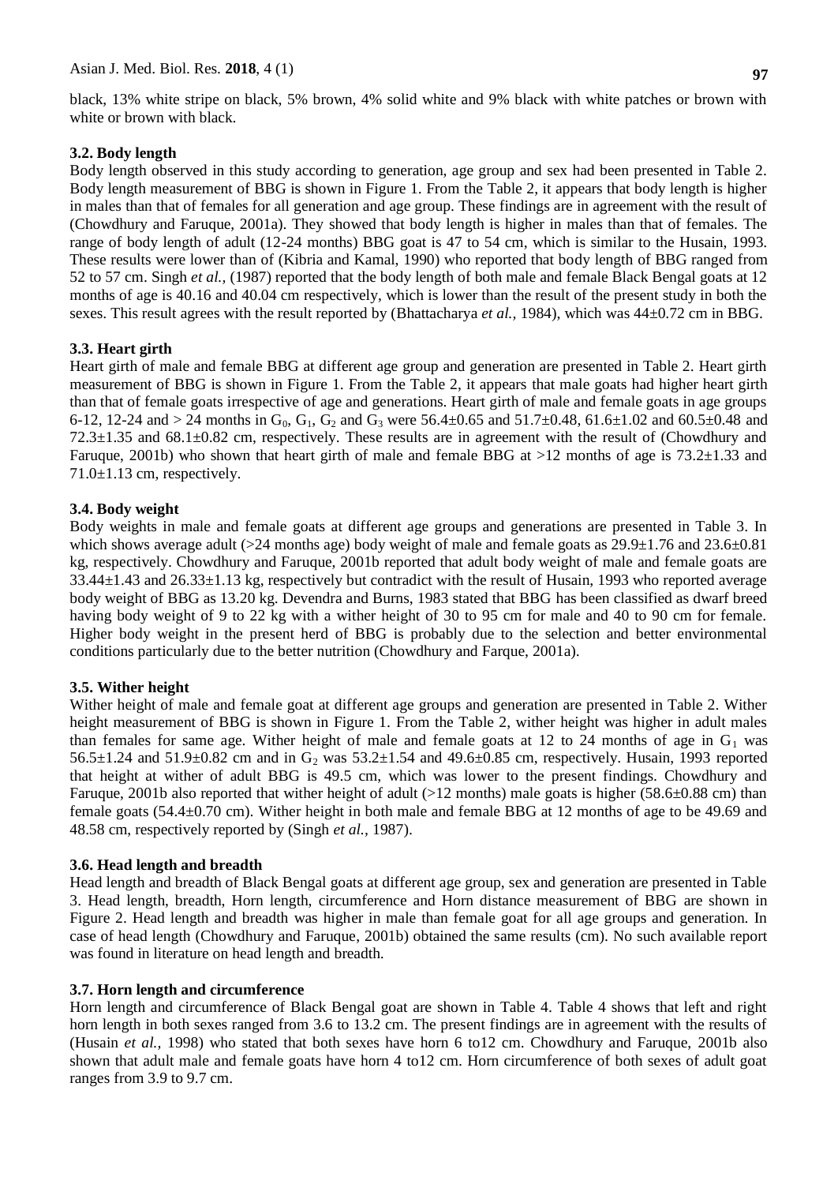black, 13% white stripe on black, 5% brown, 4% solid white and 9% black with white patches or brown with white or brown with black.

### 3.2. Body length

Body length observed in this study according to generation, age group and sex had been presented in Table 2. Body length measurement of BBG is shown in Figure 1. From the Table 2, it appears that body length is higher in males than that of females for all generation and age group. These findings are in agreement with the result of (Chowdhury and Faruque, 2001a). They showed that body length is higher in males than that of females. The range of body length of adult (12-24 months) BBG goat is 47 to 54 cm, which is similar to the Husain, 1993. These results were lower than of (Kibria and Kamal, 1990) who reported that body length of BBG ranged from 52 to 57 cm. Singh *et al.,* (1987) reported that the body length of both male and female Black Bengal goats at 12 months of age is 40.16 and 40.04 cm respectively, which is lower than the result of the present study in both the sexes. This result agrees with the result reported by (Bhattacharya *et al.,* 1984), which was 44±0.72 cm in BBG.

### 3.3. Heart girth

Heart girth of male and female BBG at different age group and generation are presented in Table 2. Heart girth measurement of BBG is shown in Figure 1. From the Table 2, it appears that male goats had higher heart girth than that of female goats irrespective of age and generations. Heart girth of male and female goats in age groups 6-12, 12-24 and > 24 months in $G_0$, $G_1$, $G_2$ and $G_3$ were 56.4±0.65 and 51.7±0.48, 61.6±1.02 and 60.5±0.48 and 72.3±1.35 and 68.1±0.82 cm, respectively. These results are in agreement with the result of (Chowdhury and Faruque, 2001b) who shown that heart girth of male and female BBG at >12 months of age is 73.2±1.33 and 71.0±1.13 cm, respectively.

### 3.4. Body weight

Body weights in male and female goats at different age groups and generations are presented in Table 3. In which shows average adult (>24 months age) body weight of male and female goats as 29.9±1.76 and 23.6±0.81 kg, respectively. Chowdhury and Faruque, 2001b reported that adult body weight of male and female goats are 33.44±1.43 and 26.33±1.13 kg, respectively but contradict with the result of Husain, 1993 who reported average body weight of BBG as 13.20 kg. Devendra and Burns, 1983 stated that BBG has been classified as dwarf breed having body weight of 9 to 22 kg with a wither height of 30 to 95 cm for male and 40 to 90 cm for female. Higher body weight in the present herd of BBG is probably due to the selection and better environmental conditions particularly due to the better nutrition (Chowdhury and Farque, 2001a).

### 3.5. Wither height

Wither height of male and female goat at different age groups and generation are presented in Table 2. Wither height measurement of BBG is shown in Figure 1. From the Table 2, wither height was higher in adult males than females for same age. Wither height of male and female goats at 12 to 24 months of age in $G_1$ was 56.5±1.24 and 51.9±0.82 cm and in $G_2$ was 53.2±1.54 and 49.6±0.85 cm, respectively. Husain, 1993 reported that height at wither of adult BBG is 49.5 cm, which was lower to the present findings. Chowdhury and Faruque, 2001b also reported that wither height of adult (>12 months) male goats is higher (58.6±0.88 cm) than female goats (54.4±0.70 cm). Wither height in both male and female BBG at 12 months of age to be 49.69 and 48.58 cm, respectively reported by (Singh *et al.,* 1987).

### 3.6. Head length and breadth

Head length and breadth of Black Bengal goats at different age group, sex and generation are presented in Table 3. Head length, breadth, Horn length, circumference and Horn distance measurement of BBG are shown in Figure 2. Head length and breadth was higher in male than female goat for all age groups and generation. In case of head length (Chowdhury and Faruque, 2001b) obtained the same results (cm). No such available report was found in literature on head length and breadth.

### 3.7. Horn length and circumference

Horn length and circumference of Black Bengal goat are shown in Table 4. Table 4 shows that left and right horn length in both sexes ranged from 3.6 to 13.2 cm. The present findings are in agreement with the results of (Husain *et al.,* 1998) who stated that both sexes have horn 6 to12 cm. Chowdhury and Faruque, 2001b also shown that adult male and female goats have horn 4 to12 cm. Horn circumference of both sexes of adult goat ranges from 3.9 to 9.7 cm.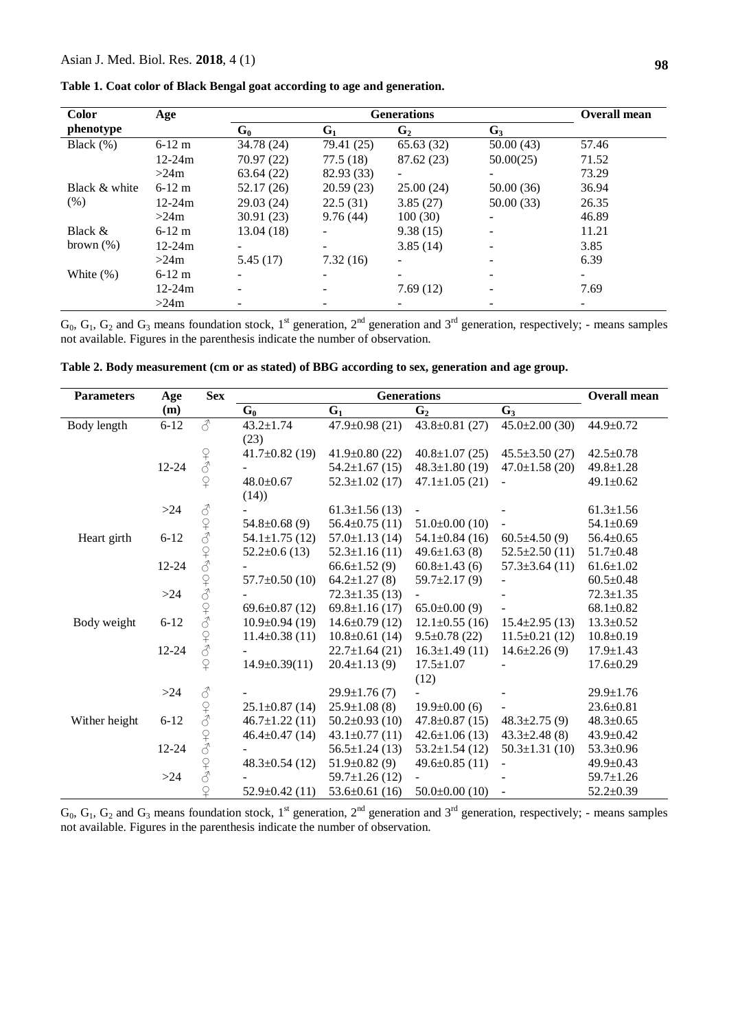**Table 1. Coat color of Black Bengal goat according to age and generation.**

| Color phenotype | Age | Generations | | | | Overall mean |
|---|---|---|---|---|---|---|
| | | $G_0$ | $G_1$ | $G_2$ | $G_3$ | |
| Black (%) | 6-12 m | 34.78 (24) | 79.41 (25) | 65.63 (32) | 50.00 (43) | 57.46 |
| | 12-24m | 70.97 (22) | 77.5 (18) | 87.62 (23) | 50.00(25) | 71.52 |
| | >24m | 63.64 (22) | 82.93 (33) | - | - | 73.29 |
| Black & white (%) | 6-12 m | 52.17 (26) | 20.59 (23) | 25.00 (24) | 50.00 (36) | 36.94 |
| | 12-24m | 29.03 (24) | 22.5 (31) | 3.85 (27) | 50.00 (33) | 26.35 |
| | >24m | 30.91 (23) | 9.76 (44) | 100 (30) | - | 46.89 |
| Black & brown (%) | 6-12 m | 13.04 (18) | - | 9.38 (15) | - | 11.21 |
| | 12-24m | - | - | 3.85 (14) | - | 3.85 |
| | >24m | 5.45 (17) | 7.32 (16) | - | - | 6.39 |
| White (%) | 6-12 m | - | - | - | - | - |
| | 12-24m | - | - | 7.69 (12) | - | 7.69 |
| | >24m | - | - | - | - | - |

$G_0$, $G_1$, $G_2$ and $G_3$ means foundation stock, 1st generation, 2nd generation and 3rd generation, respectively; - means samples not available. Figures in the parenthesis indicate the number of observation.

**Table 2. Body measurement (cm or as stated) of BBG according to sex, generation and age group.**

| Parameters | Age (m) | Sex | Generations | | | | Overall mean |
|---|---|---|---|---|---|---|---|
| | | | $G_0$ | $G_1$ | $G_2$ | $G_3$ | |
| Body length | 6-12 | ♂ | 43.2±1.74 (23) | 47.9±0.98 (21) | 43.8±0.81 (27) | 45.0±2.00 (30) | 44.9±0.72 |
| | | ♀ | 41.7±0.82 (19) | 41.9±0.80 (22) | 40.8±1.07 (25) | 45.5±3.50 (27) | 42.5±0.78 |
| | 12-24 | ♂ | - | 54.2±1.67 (15) | 48.3±1.80 (19) | 47.0±1.58 (20) | 49.8±1.28 |
| | | ♀ | 48.0±0.67 (14)) | 52.3±1.02 (17) | 47.1±1.05 (21) | - | 49.1±0.62 |
| | >24 | ♂ | - | 61.3±1.56 (13) | - | - | 61.3±1.56 |
| | | ♀ | 54.8±0.68 (9) | 56.4±0.75 (11) | 51.0±0.00 (10) | - | 54.1±0.69 |
| Heart girth | 6-12 | ♂ | 54.1±1.75 (12) | 57.0±1.13 (14) | 54.1±0.84 (16) | 60.5±4.50 (9) | 56.4±0.65 |
| | | ♀ | 52.2±0.6 (13) | 52.3±1.16 (11) | 49.6±1.63 (8) | 52.5±2.50 (11) | 51.7±0.48 |
| | 12-24 | ♂ | - | 66.6±1.52 (9) | 60.8±1.43 (6) | 57.3±3.64 (11) | 61.6±1.02 |
| | | ♀ | 57.7±0.50 (10) | 64.2±1.27 (8) | 59.7±2.17 (9) | - | 60.5±0.48 |
| | >24 | ♂ | - | 72.3±1.35 (13) | - | - | 72.3±1.35 |
| | | ♀ | 69.6±0.87 (12) | 69.8±1.16 (17) | 65.0±0.00 (9) | - | 68.1±0.82 |
| Body weight | 6-12 | ♂ | 10.9±0.94 (19) | 14.6±0.79 (12) | 12.1±0.55 (16) | 15.4±2.95 (13) | 13.3±0.52 |
| | | ♀ | 11.4±0.38 (11) | 10.8±0.61 (14) | 9.5±0.78 (22) | 11.5±0.21 (12) | 10.8±0.19 |
| | 12-24 | ♂ | - | 22.7±1.64 (21) | 16.3±1.49 (11) | 14.6±2.26 (9) | 17.9±1.43 |
| | | ♀ | 14.9±0.39(11) | 20.4±1.13 (9) | 17.5±1.07 (12) | - | 17.6±0.29 |
| | >24 | ♂ | - | 29.9±1.76 (7) | - | - | 29.9±1.76 |
| | | ♀ | 25.1±0.87 (14) | 25.9±1.08 (8) | 19.9±0.00 (6) | - | 23.6±0.81 |
| Wither height | 6-12 | ♂ | 46.7±1.22 (11) | 50.2±0.93 (10) | 47.8±0.87 (15) | 48.3±2.75 (9) | 48.3±0.65 |
| | | ♀ | 46.4±0.47 (14) | 43.1±0.77 (11) | 42.6±1.06 (13) | 43.3±2.48 (8) | 43.9±0.42 |
| | 12-24 | ♂ | - | 56.5±1.24 (13) | 53.2±1.54 (12) | 50.3±1.31 (10) | 53.3±0.96 |
| | | ♀ | 48.3±0.54 (12) | 51.9±0.82 (9) | 49.6±0.85 (11) | - | 49.9±0.43 |
| | >24 | ♂ | - | 59.7±1.26 (12) | - | - | 59.7±1.26 |
| | | ♀ | 52.9±0.42 (11) | 53.6±0.61 (16) | 50.0±0.00 (10) | - | 52.2±0.39 |

$G_0$, $G_1$, $G_2$ and $G_3$ means foundation stock, 1st generation, 2nd generation and 3rd generation, respectively; - means samples not available. Figures in the parenthesis indicate the number of observation.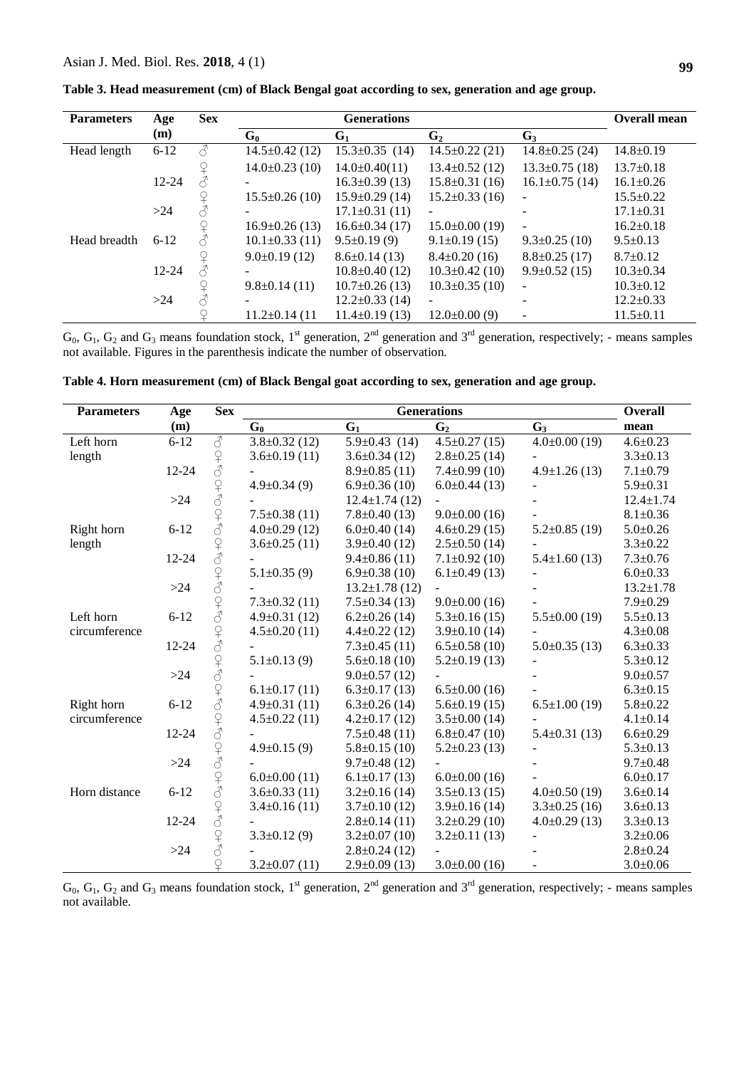**Table 3. Head measurement (cm) of Black Bengal goat according to sex, generation and age group.**

| Parameters | Age (m) | Sex | Generations | | | | Overall mean |
|---|---|---|---|---|---|---|---|
| | | | $G_0$ | $G_1$ | $G_2$ | $G_3$ | |
| Head length | 6-12 | ♂ | 14.5±0.42 (12) | 15.3±0.35 (14) | 14.5±0.22 (21) | 14.8±0.25 (24) | 14.8±0.19 |
| | | ♀ | 14.0±0.23 (10) | 14.0±0.40(11) | 13.4±0.52 (12) | 13.3±0.75 (18) | 13.7±0.18 |
| | 12-24 | ♂ | - | 16.3±0.39 (13) | 15.8±0.31 (16) | 16.1±0.75 (14) | 16.1±0.26 |
| | | ♀ | 15.5±0.26 (10) | 15.9±0.29 (14) | 15.2±0.33 (16) | - | 15.5±0.22 |
| | >24 | ♂ | - | 17.1±0.31 (11) | - | - | 17.1±0.31 |
| | | ♀ | 16.9±0.26 (13) | 16.6±0.34 (17) | 15.0±0.00 (19) | - | 16.2±0.18 |
| Head breadth | 6-12 | ♂ | 10.1±0.33 (11) | 9.5±0.19 (9) | 9.1±0.19 (15) | 9.3±0.25 (10) | 9.5±0.13 |
| | | ♀ | 9.0±0.19 (12) | 8.6±0.14 (13) | 8.4±0.20 (16) | 8.8±0.25 (17) | 8.7±0.12 |
| | 12-24 | ♂ | - | 10.8±0.40 (12) | 10.3±0.42 (10) | 9.9±0.52 (15) | 10.3±0.34 |
| | | ♀ | 9.8±0.14 (11) | 10.7±0.26 (13) | 10.3±0.35 (10) | - | 10.3±0.12 |
| | >24 | ♂ | - | 12.2±0.33 (14) | - | - | 12.2±0.33 |
| | | ♀ | 11.2±0.14 (11 | 11.4±0.19 (13) | 12.0±0.00 (9) | - | 11.5±0.11 |

$G_0$, $G_1$, $G_2$ and $G_3$ means foundation stock, 1st generation, 2nd generation and 3rd generation, respectively; - means samples not available. Figures in the parenthesis indicate the number of observation.

**Table 4. Horn measurement (cm) of Black Bengal goat according to sex, generation and age group.**

| Parameters | Age (m) | Sex | Generations | | | | Overall mean |
|---|---|---|---|---|---|---|---|
| | | | $G_0$ | $G_1$ | $G_2$ | $G_3$ | |
| Left horn length | 6-12 | ♂ | 3.8±0.32 (12) | 5.9±0.43 (14) | 4.5±0.27 (15) | 4.0±0.00 (19) | 4.6±0.23 |
| | | ♀ | 3.6±0.19 (11) | 3.6±0.34 (12) | 2.8±0.25 (14) | - | 3.3±0.13 |
| | 12-24 | ♂ | - | 8.9±0.85 (11) | 7.4±0.99 (10) | 4.9±1.26 (13) | 7.1±0.79 |
| | | ♀ | 4.9±0.34 (9) | 6.9±0.36 (10) | 6.0±0.44 (13) | - | 5.9±0.31 |
| | >24 | ♂ | - | 12.4±1.74 (12) | - | - | 12.4±1.74 |
| | | ♀ | 7.5±0.38 (11) | 7.8±0.40 (13) | 9.0±0.00 (16) | - | 8.1±0.36 |
| Right horn length | 6-12 | ♂ | 4.0±0.29 (12) | 6.0±0.40 (14) | 4.6±0.29 (15) | 5.2±0.85 (19) | 5.0±0.26 |
| | | ♀ | 3.6±0.25 (11) | 3.9±0.40 (12) | 2.5±0.50 (14) | - | 3.3±0.22 |
| | 12-24 | ♂ | - | 9.4±0.86 (11) | 7.1±0.92 (10) | 5.4±1.60 (13) | 7.3±0.76 |
| | | ♀ | 5.1±0.35 (9) | 6.9±0.38 (10) | 6.1±0.49 (13) | - | 6.0±0.33 |
| | >24 | ♂ | - | 13.2±1.78 (12) | - | - | 13.2±1.78 |
| | | ♀ | 7.3±0.32 (11) | 7.5±0.34 (13) | 9.0±0.00 (16) | - | 7.9±0.29 |
| Left horn circumference | 6-12 | ♂ | 4.9±0.31 (12) | 6.2±0.26 (14) | 5.3±0.16 (15) | 5.5±0.00 (19) | 5.5±0.13 |
| | | ♀ | 4.5±0.20 (11) | 4.4±0.22 (12) | 3.9±0.10 (14) | - | 4.3±0.08 |
| | 12-24 | ♂ | - | 7.3±0.45 (11) | 6.5±0.58 (10) | 5.0±0.35 (13) | 6.3±0.33 |
| | | ♀ | 5.1±0.13 (9) | 5.6±0.18 (10) | 5.2±0.19 (13) | - | 5.3±0.12 |
| | >24 | ♂ | - | 9.0±0.57 (12) | - | - | 9.0±0.57 |
| | | ♀ | 6.1±0.17 (11) | 6.3±0.17 (13) | 6.5±0.00 (16) | - | 6.3±0.15 |
| Right horn circumference | 6-12 | ♂ | 4.9±0.31 (11) | 6.3±0.26 (14) | 5.6±0.19 (15) | 6.5±1.00 (19) | 5.8±0.22 |
| | | ♀ | 4.5±0.22 (11) | 4.2±0.17 (12) | 3.5±0.00 (14) | - | 4.1±0.14 |
| | 12-24 | ♂ | - | 7.5±0.48 (11) | 6.8±0.47 (10) | 5.4±0.31 (13) | 6.6±0.29 |
| | | ♀ | 4.9±0.15 (9) | 5.8±0.15 (10) | 5.2±0.23 (13) | - | 5.3±0.13 |
| | >24 | ♂ | - | 9.7±0.48 (12) | - | - | 9.7±0.48 |
| | | ♀ | 6.0±0.00 (11) | 6.1±0.17 (13) | 6.0±0.00 (16) | - | 6.0±0.17 |
| Horn distance | 6-12 | ♂ | 3.6±0.33 (11) | 3.2±0.16 (14) | 3.5±0.13 (15) | 4.0±0.50 (19) | 3.6±0.14 |
| | | ♀ | 3.4±0.16 (11) | 3.7±0.10 (12) | 3.9±0.16 (14) | 3.3±0.25 (16) | 3.6±0.13 |
| | 12-24 | ♂ | - | 2.8±0.14 (11) | 3.2±0.29 (10) | 4.0±0.29 (13) | 3.3±0.13 |
| | | ♀ | 3.3±0.12 (9) | 3.2±0.07 (10) | 3.2±0.11 (13) | - | 3.2±0.06 |
| | >24 | ♂ | - | 2.8±0.24 (12) | - | - | 2.8±0.24 |
| | | ♀ | 3.2±0.07 (11) | 2.9±0.09 (13) | 3.0±0.00 (16) | - | 3.0±0.06 |

$G_0$, $G_1$, $G_2$ and $G_3$ means foundation stock, 1st generation, 2nd generation and 3rd generation, respectively; - means samples not available.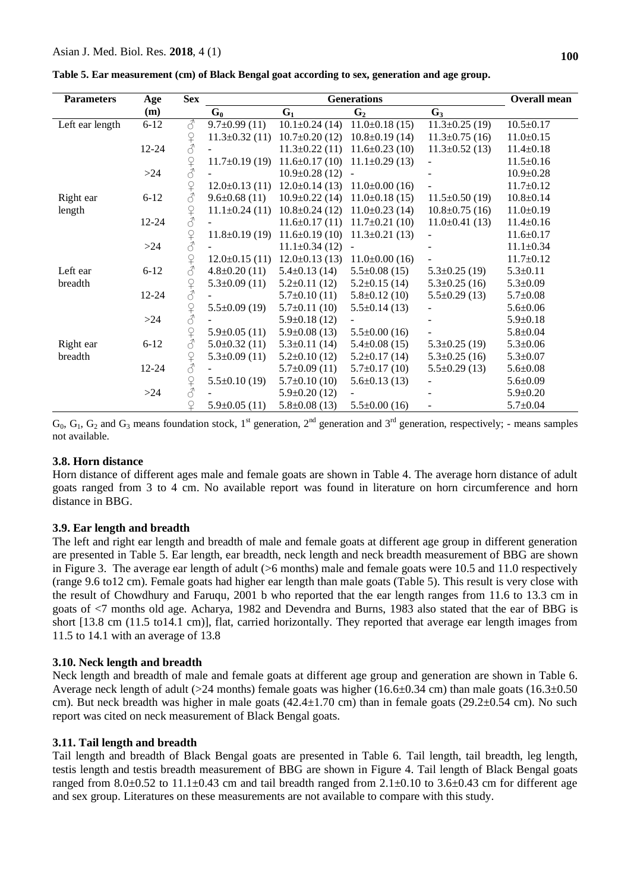**Table 5. Ear measurement (cm) of Black Bengal goat according to sex, generation and age group.**

| Parameters | Age (m) | Sex | Generations | | | | Overall mean |
|---|---|---|---|---|---|---|---|
| | | | $G_0$ | $G_1$ | $G_2$ | $G_3$ | |
| Left ear length | 6-12 | ♂ | 9.7±0.99 (11) | 10.1±0.24 (14) | 11.0±0.18 (15) | 11.3±0.25 (19) | 10.5±0.17 |
| | | ♀ | 11.3±0.32 (11) | 10.7±0.20 (12) | 10.8±0.19 (14) | 11.3±0.75 (16) | 11.0±0.15 |
| | 12-24 | ♂ | - | 11.3±0.22 (11) | 11.6±0.23 (10) | 11.3±0.52 (13) | 11.4±0.18 |
| | | ♀ | 11.7±0.19 (19) | 11.6±0.17 (10) | 11.1±0.29 (13) | - | 11.5±0.16 |
| | >24 | ♂ | - | 10.9±0.28 (12) | - | - | 10.9±0.28 |
| | | ♀ | 12.0±0.13 (11) | 12.0±0.14 (13) | 11.0±0.00 (16) | - | 11.7±0.12 |
| Right ear length | 6-12 | ♂ | 9.6±0.68 (11) | 10.9±0.22 (14) | 11.0±0.18 (15) | 11.5±0.50 (19) | 10.8±0.14 |
| | | ♀ | 11.1±0.24 (11) | 10.8±0.24 (12) | 11.0±0.23 (14) | 10.8±0.75 (16) | 11.0±0.19 |
| | 12-24 | ♂ | - | 11.6±0.17 (11) | 11.7±0.21 (10) | 11.0±0.41 (13) | 11.4±0.16 |
| | | ♀ | 11.8±0.19 (19) | 11.6±0.19 (10) | 11.3±0.21 (13) | - | 11.6±0.17 |
| | >24 | ♂ | - | 11.1±0.34 (12) | - | - | 11.1±0.34 |
| | | ♀ | 12.0±0.15 (11) | 12.0±0.13 (13) | 11.0±0.00 (16) | - | 11.7±0.12 |
| Left ear breadth | 6-12 | ♂ | 4.8±0.20 (11) | 5.4±0.13 (14) | 5.5±0.08 (15) | 5.3±0.25 (19) | 5.3±0.11 |
| | | ♀ | 5.3±0.09 (11) | 5.2±0.11 (12) | 5.2±0.15 (14) | 5.3±0.25 (16) | 5.3±0.09 |
| | 12-24 | ♂ | - | 5.7±0.10 (11) | 5.8±0.12 (10) | 5.5±0.29 (13) | 5.7±0.08 |
| | | ♀ | 5.5±0.09 (19) | 5.7±0.11 (10) | 5.5±0.14 (13) | - | 5.6±0.06 |
| | >24 | ♂ | - | 5.9±0.18 (12) | - | - | 5.9±0.18 |
| | | ♀ | 5.9±0.05 (11) | 5.9±0.08 (13) | 5.5±0.00 (16) | - | 5.8±0.04 |
| Right ear breadth | 6-12 | ♂ | 5.0±0.32 (11) | 5.3±0.11 (14) | 5.4±0.08 (15) | 5.3±0.25 (19) | 5.3±0.06 |
| | | ♀ | 5.3±0.09 (11) | 5.2±0.10 (12) | 5.2±0.17 (14) | 5.3±0.25 (16) | 5.3±0.07 |
| | 12-24 | ♂ | - | 5.7±0.09 (11) | 5.7±0.17 (10) | 5.5±0.29 (13) | 5.6±0.08 |
| | | ♀ | 5.5±0.10 (19) | 5.7±0.10 (10) | 5.6±0.13 (13) | - | 5.6±0.09 |
| | >24 | ♂ | - | 5.9±0.20 (12) | - | - | 5.9±0.20 |
| | | ♀ | 5.9±0.05 (11) | 5.8±0.08 (13) | 5.5±0.00 (16) | - | 5.7±0.04 |

$G_0$, $G_1$, $G_2$ and $G_3$ means foundation stock, 1st generation, 2nd generation and 3rd generation, respectively; - means samples not available.

### 3.8. Horn distance

Horn distance of different ages male and female goats are shown in Table 4. The average horn distance of adult goats ranged from 3 to 4 cm. No available report was found in literature on horn circumference and horn distance in BBG.

### 3.9. Ear length and breadth

The left and right ear length and breadth of male and female goats at different age group in different generation are presented in Table 5. Ear length, ear breadth, neck length and neck breadth measurement of BBG are shown in Figure 3. The average ear length of adult (>6 months) male and female goats were 10.5 and 11.0 respectively (range 9.6 to12 cm). Female goats had higher ear length than male goats (Table 5). This result is very close with the result of Chowdhury and Faruqu, 2001 b who reported that the ear length ranges from 11.6 to 13.3 cm in goats of <7 months old age. Acharya, 1982 and Devendra and Burns, 1983 also stated that the ear of BBG is short [13.8 cm (11.5 to14.1 cm)], flat, carried horizontally. They reported that average ear length images from 11.5 to 14.1 with an average of 13.8

### 3.10. Neck length and breadth

Neck length and breadth of male and female goats at different age group and generation are shown in Table 6. Average neck length of adult (>24 months) female goats was higher (16.6±0.34 cm) than male goats (16.3±0.50 cm). But neck breadth was higher in male goats (42.4±1.70 cm) than in female goats (29.2±0.54 cm). No such report was cited on neck measurement of Black Bengal goats.

### 3.11. Tail length and breadth

Tail length and breadth of Black Bengal goats are presented in Table 6. Tail length, tail breadth, leg length, testis length and testis breadth measurement of BBG are shown in Figure 4. Tail length of Black Bengal goats ranged from 8.0±0.52 to 11.1±0.43 cm and tail breadth ranged from 2.1±0.10 to 3.6±0.43 cm for different age and sex group. Literatures on these measurements are not available to compare with this study.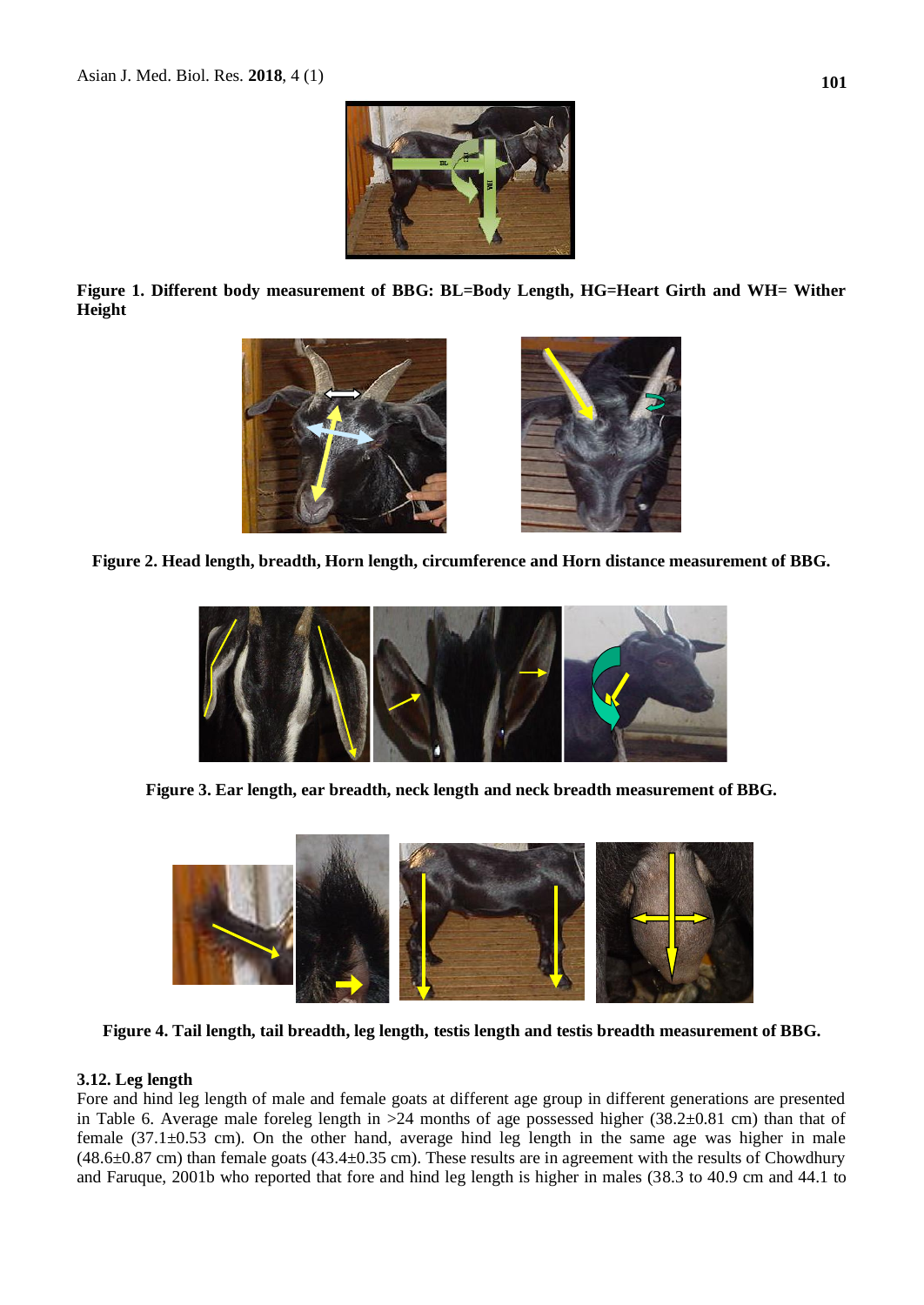**Figure 1. Different body measurement of BBG: BL=Body Length, HG=Heart Girth and WH= Wither Height**

**Figure 2. Head length, breadth, Horn length, circumference and Horn distance measurement of BBG.**

**Figure 3. Ear length, ear breadth, neck length and neck breadth measurement of BBG.**

**Figure 4. Tail length, tail breadth, leg length, testis length and testis breadth measurement of BBG.**

### 3.12. Leg length

Fore and hind leg length of male and female goats at different age group in different generations are presented in Table 6. Average male foreleg length in >24 months of age possessed higher (38.2±0.81 cm) than that of female (37.1±0.53 cm). On the other hand, average hind leg length in the same age was higher in male (48.6±0.87 cm) than female goats (43.4±0.35 cm). These results are in agreement with the results of Chowdhury and Faruque, 2001b who reported that fore and hind leg length is higher in males (38.3 to 40.9 cm and 44.1 to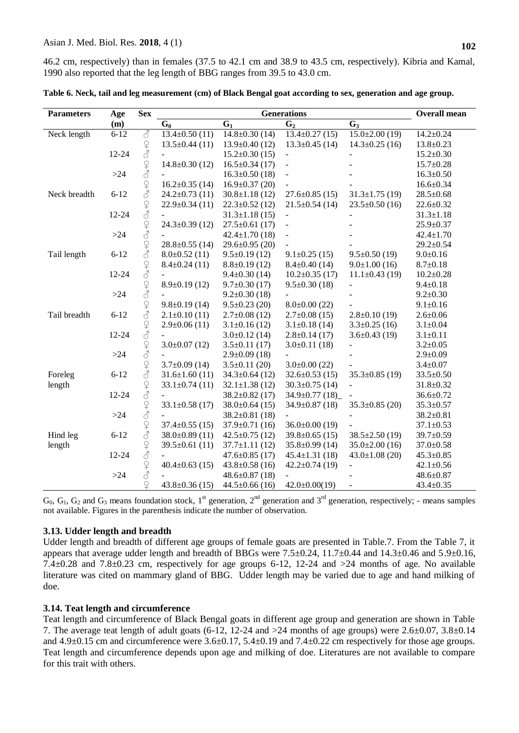46.2 cm, respectively) than in females (37.5 to 42.1 cm and 38.9 to 43.5 cm, respectively). Kibria and Kamal, 1990 also reported that the leg length of BBG ranges from 39.5 to 43.0 cm.

**Table 6. Neck, tail and leg measurement (cm) of Black Bengal goat according to sex, generation and age group.**

| Parameters | Age (m) | Sex | Generations | | | | Overall mean |
|---|---|---|---|---|---|---|---|
| | | | $G_0$ | $G_1$ | $G_2$ | $G_3$ | |
| Neck length | 6-12 | ♂ | 13.4±0.50 (11) | 14.8±0.30 (14) | 13.4±0.27 (15) | 15.0±2.00 (19) | 14.2±0.24 |
| | | ♀ | 13.5±0.44 (11) | 13.9±0.40 (12) | 13.3±0.45 (14) | 14.3±0.25 (16) | 13.8±0.23 |
| | 12-24 | ♂ | - | 15.2±0.30 (15) | - | - | 15.2±0.30 |
| | | ♀ | 14.8±0.30 (12) | 16.5±0.34 (17) | - | - | 15.7±0.28 |
| | >24 | ♂ | - | 16.3±0.50 (18) | - | - | 16.3±0.50 |
| | | ♀ | 16.2±0.35 (14) | 16.9±0.37 (20) | - | - | 16.6±0.34 |
| Neck breadth | 6-12 | ♂ | 24.2±0.73 (11) | 30.8±1.18 (12) | 27.6±0.85 (15) | 31.3±1.75 (19) | 28.5±0.68 |
| | | ♀ | 22.9±0.34 (11) | 22.3±0.52 (12) | 21.5±0.54 (14) | 23.5±0.50 (16) | 22.6±0.32 |
| | 12-24 | ♂ | - | 31.3±1.18 (15) | - | - | 31.3±1.18 |
| | | ♀ | 24.3±0.39 (12) | 27.5±0.61 (17) | - | - | 25.9±0.37 |
| | >24 | ♂ | - | 42.4±1.70 (18) | - | - | 42.4±1.70 |
| | | ♀ | 28.8±0.55 (14) | 29.6±0.95 (20) | - | - | 29.2±0.54 |
| Tail length | 6-12 | ♂ | 8.0±0.52 (11) | 9.5±0.19 (12) | 9.1±0.25 (15) | 9.5±0.50 (19) | 9.0±0.16 |
| | | ♀ | 8.4±0.24 (11) | 8.8±0.19 (12) | 8.4±0.40 (14) | 9.0±1.00 (16) | 8.7±0.18 |
| | 12-24 | ♂ | - | 9.4±0.30 (14) | 10.2±0.35 (17) | 11.1±0.43 (19) | 10.2±0.28 |
| | | ♀ | 8.9±0.19 (12) | 9.7±0.30 (17) | 9.5±0.30 (18) | - | 9.4±0.18 |
| | >24 | ♂ | - | 9.2±0.30 (18) | - | - | 9.2±0.30 |
| | | ♀ | 9.8±0.19 (14) | 9.5±0.23 (20) | 8.0±0.00 (22) | - | 9.1±0.16 |
| Tail breadth | 6-12 | ♂ | 2.1±0.10 (11) | 2.7±0.08 (12) | 2.7±0.08 (15) | 2.8±0.10 (19) | 2.6±0.06 |
| | | ♀ | 2.9±0.06 (11) | 3.1±0.16 (12) | 3.1±0.18 (14) | 3.3±0.25 (16) | 3.1±0.04 |
| | 12-24 | ♂ | - | 3.0±0.12 (14) | 2.8±0.14 (17) | 3.6±0.43 (19) | 3.1±0.11 |
| | | ♀ | 3.0±0.07 (12) | 3.5±0.11 (17) | 3.0±0.11 (18) | - | 3.2±0.05 |
| | >24 | ♂ | - | 2.9±0.09 (18) | - | - | 2.9±0.09 |
| | | ♀ | 3.7±0.09 (14) | 3.5±0.11 (20) | 3.0±0.00 (22) | - | 3.4±0.07 |
| Foreleg length | 6-12 | ♂ | 31.6±1.60 (11) | 34.3±0.64 (12) | 32.6±0.53 (15) | 35.3±0.85 (19) | 33.5±0.50 |
| | | ♀ | 33.1±0.74 (11) | 32.1±1.38 (12) | 30.3±0.75 (14) | - | 31.8±0.32 |
| | 12-24 | ♂ | - | 38.2±0.82 (17) | 34.9±0.77 (18)_ | - | 36.6±0.72 |
| | | ♀ | 33.1±0.58 (17) | 38.0±0.64 (15) | 34.9±0.87 (18) | 35.3±0.85 (20) | 35.3±0.57 |
| | >24 | ♂ | - | 38.2±0.81 (18) | - | - | 38.2±0.81 |
| | | ♀ | 37.4±0.55 (15) | 37.9±0.71 (16) | 36.0±0.00 (19) | - | 37.1±0.53 |
| Hind leg length | 6-12 | ♂ | 38.0±0.89 (11) | 42.5±0.75 (12) | 39.8±0.65 (15) | 38.5±2.50 (19) | 39.7±0.59 |
| | | ♀ | 39.5±0.61 (11) | 37.7±1.11 (12) | 35.8±0.99 (14) | 35.0±2.00 (16) | 37.0±0.58 |
| | 12-24 | ♂ | - | 47.6±0.85 (17) | 45.4±1.31 (18) | 43.0±1.08 (20) | 45.3±0.85 |
| | | ♀ | 40.4±0.63 (15) | 43.8±0.58 (16) | 42.2±0.74 (19) | - | 42.1±0.56 |
| | >24 | ♂ | - | 48.6±0.87 (18) | - | - | 48.6±0.87 |
| | | ♀ | 43.8±0.36 (15) | 44.5±0.66 (16) | 42.0±0.00(19) | - | 43.4±0.35 |

$G_0$, $G_1$, $G_2$ and $G_3$ means foundation stock, 1st generation, 2nd generation and 3rd generation, respectively; - means samples not available. Figures in the parenthesis indicate the number of observation.

### 3.13. Udder length and breadth

Udder length and breadth of different age groups of female goats are presented in Table.7. From the Table 7, it appears that average udder length and breadth of BBGs were 7.5±0.24, 11.7±0.44 and 14.3±0.46 and 5.9±0.16, 7.4±0.28 and 7.8±0.23 cm, respectively for age groups 6-12, 12-24 and >24 months of age. No available literature was cited on mammary gland of BBG. Udder length may be varied due to age and hand milking of doe.

### 3.14. Teat length and circumference

Teat length and circumference of Black Bengal goats in different age group and generation are shown in Table 7. The average teat length of adult goats (6-12, 12-24 and >24 months of age groups) were 2.6±0.07, 3.8±0.14 and 4.9±0.15 cm and circumference were 3.6±0.17, 5.4±0.19 and 7.4±0.22 cm respectively for those age groups. Teat length and circumference depends upon age and milking of doe. Literatures are not available to compare for this trait with others.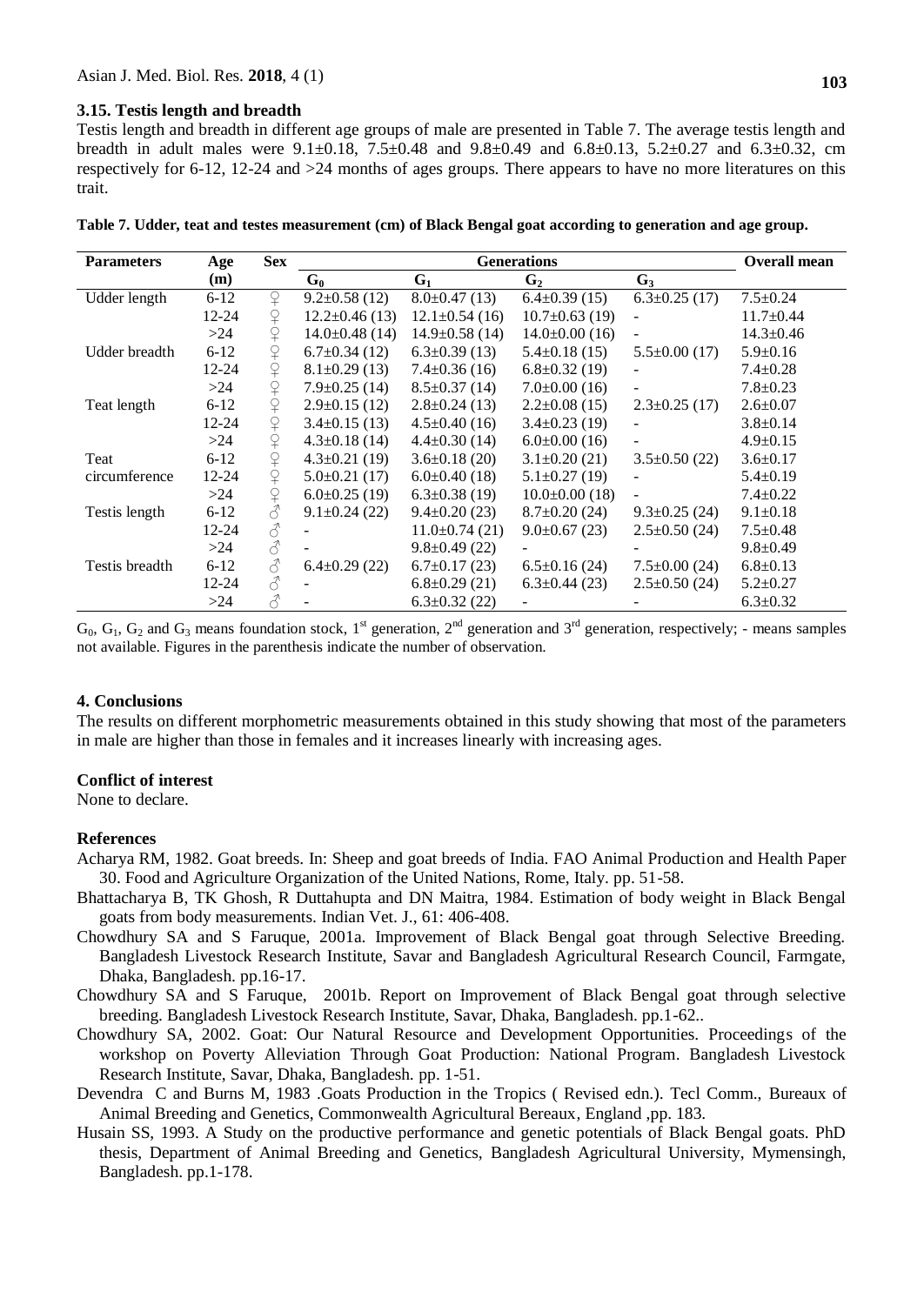### 3.15. Testis length and breadth

Testis length and breadth in different age groups of male are presented in Table 7. The average testis length and breadth in adult males were 9.1±0.18, 7.5±0.48 and 9.8±0.49 and 6.8±0.13, 5.2±0.27 and 6.3±0.32, cm respectively for 6-12, 12-24 and >24 months of ages groups. There appears to have no more literatures on this trait.

**Table 7. Udder, teat and testes measurement (cm) of Black Bengal goat according to generation and age group.**

| Parameters | Age (m) | Sex | Generations | | | | Overall mean |
|---|---|---|---|---|---|---|---|
| | | | $G_0$ | $G_1$ | $G_2$ | $G_3$ | |
| Udder length | 6-12 | ♀ | 9.2±0.58 (12) | 8.0±0.47 (13) | 6.4±0.39 (15) | 6.3±0.25 (17) | 7.5±0.24 |
| | 12-24 | ♀ | 12.2±0.46 (13) | 12.1±0.54 (16) | 10.7±0.63 (19) | - | 11.7±0.44 |
| | >24 | ♀ | 14.0±0.48 (14) | 14.9±0.58 (14) | 14.0±0.00 (16) | - | 14.3±0.46 |
| Udder breadth | 6-12 | ♀ | 6.7±0.34 (12) | 6.3±0.39 (13) | 5.4±0.18 (15) | 5.5±0.00 (17) | 5.9±0.16 |
| | 12-24 | ♀ | 8.1±0.29 (13) | 7.4±0.36 (16) | 6.8±0.32 (19) | - | 7.4±0.28 |
| | >24 | ♀ | 7.9±0.25 (14) | 8.5±0.37 (14) | 7.0±0.00 (16) | - | 7.8±0.23 |
| Teat length | 6-12 | ♀ | 2.9±0.15 (12) | 2.8±0.24 (13) | 2.2±0.08 (15) | 2.3±0.25 (17) | 2.6±0.07 |
| | 12-24 | ♀ | 3.4±0.15 (13) | 4.5±0.40 (16) | 3.4±0.23 (19) | - | 3.8±0.14 |
| | >24 | ♀ | 4.3±0.18 (14) | 4.4±0.30 (14) | 6.0±0.00 (16) | - | 4.9±0.15 |
| Teat circumference | 6-12 | ♀ | 4.3±0.21 (19) | 3.6±0.18 (20) | 3.1±0.20 (21) | 3.5±0.50 (22) | 3.6±0.17 |
| | 12-24 | ♀ | 5.0±0.21 (17) | 6.0±0.40 (18) | 5.1±0.27 (19) | - | 5.4±0.19 |
| | >24 | ♀ | 6.0±0.25 (19) | 6.3±0.38 (19) | 10.0±0.00 (18) | - | 7.4±0.22 |
| Testis length | 6-12 | ♂ | 9.1±0.24 (22) | 9.4±0.20 (23) | 8.7±0.20 (24) | 9.3±0.25 (24) | 9.1±0.18 |
| | 12-24 | ♂ | - | 11.0±0.74 (21) | 9.0±0.67 (23) | 2.5±0.50 (24) | 7.5±0.48 |
| | >24 | ♂ | - | 9.8±0.49 (22) | - | - | 9.8±0.49 |
| Testis breadth | 6-12 | ♂ | 6.4±0.29 (22) | 6.7±0.17 (23) | 6.5±0.16 (24) | 7.5±0.00 (24) | 6.8±0.13 |
| | 12-24 | ♂ | - | 6.8±0.29 (21) | 6.3±0.44 (23) | 2.5±0.50 (24) | 5.2±0.27 |
| | >24 | ♂ | - | 6.3±0.32 (22) | - | - | 6.3±0.32 |

$G_0$, $G_1$, $G_2$ and $G_3$ means foundation stock, 1st generation, 2nd generation and 3rd generation, respectively; - means samples not available. Figures in the parenthesis indicate the number of observation.

## 4. Conclusions

The results on different morphometric measurements obtained in this study showing that most of the parameters in male are higher than those in females and it increases linearly with increasing ages.

### Conflict of interest

None to declare.

### References

Acharya RM, 1982. Goat breeds. In: Sheep and goat breeds of India. FAO Animal Production and Health Paper 30. Food and Agriculture Organization of the United Nations, Rome, Italy. pp. 51-58.

Bhattacharya B, TK Ghosh, R Duttahupta and DN Maitra, 1984. Estimation of body weight in Black Bengal goats from body measurements. Indian Vet. J., 61: 406-408.

Chowdhury SA and S Faruque, 2001a. Improvement of Black Bengal goat through Selective Breeding. Bangladesh Livestock Research Institute, Savar and Bangladesh Agricultural Research Council, Farmgate, Dhaka, Bangladesh. pp.16-17.

Chowdhury SA and S Faruque, 2001b. Report on Improvement of Black Bengal goat through selective breeding. Bangladesh Livestock Research Institute, Savar, Dhaka, Bangladesh. pp.1-62..

Chowdhury SA, 2002. Goat: Our Natural Resource and Development Opportunities. Proceedings of the workshop on Poverty Alleviation Through Goat Production: National Program. Bangladesh Livestock Research Institute, Savar, Dhaka, Bangladesh. pp. 1-51.

Devendra C and Burns M, 1983 .Goats Production in the Tropics ( Revised edn.). Tecl Comm., Bureaux of Animal Breeding and Genetics, Commonwealth Agricultural Bereaux, England ,pp. 183.

Husain SS, 1993. A Study on the productive performance and genetic potentials of Black Bengal goats. PhD thesis, Department of Animal Breeding and Genetics, Bangladesh Agricultural University, Mymensingh, Bangladesh. pp.1-178.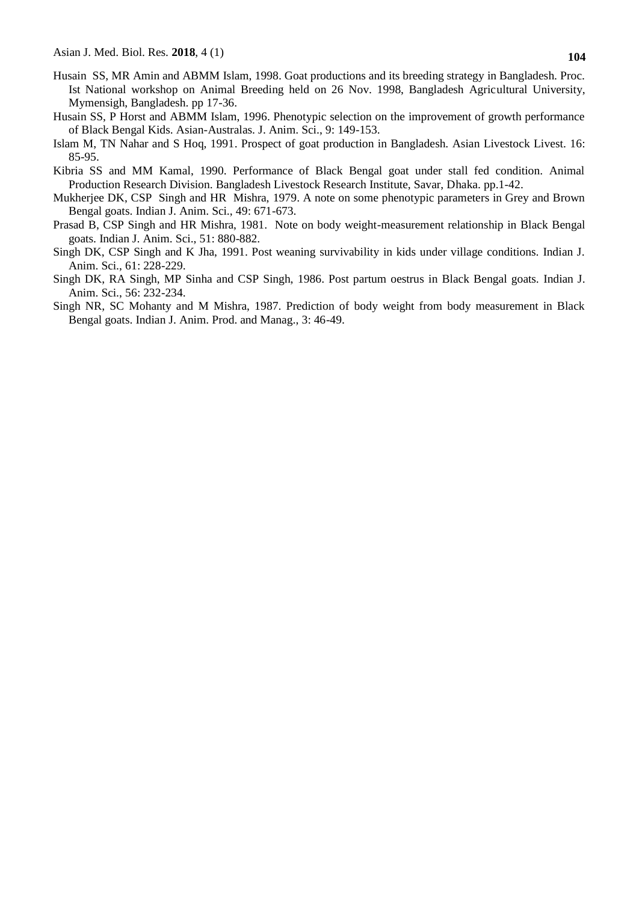Husain SS, MR Amin and ABMM Islam, 1998. Goat productions and its breeding strategy in Bangladesh. Proc. Ist National workshop on Animal Breeding held on 26 Nov. 1998, Bangladesh Agricultural University, Mymensigh, Bangladesh. pp 17-36.

Husain SS, P Horst and ABMM Islam, 1996. Phenotypic selection on the improvement of growth performance of Black Bengal Kids. Asian-Australas. J. Anim. Sci., 9: 149-153.

Islam M, TN Nahar and S Hoq, 1991. Prospect of goat production in Bangladesh. Asian Livestock Livest. 16: 85-95.

Kibria SS and MM Kamal, 1990. Performance of Black Bengal goat under stall fed condition. Animal Production Research Division. Bangladesh Livestock Research Institute, Savar, Dhaka. pp.1-42.

Mukherjee DK, CSP Singh and HR Mishra, 1979. A note on some phenotypic parameters in Grey and Brown Bengal goats. Indian J. Anim. Sci., 49: 671-673.

Prasad B, CSP Singh and HR Mishra, 1981. Note on body weight-measurement relationship in Black Bengal goats. Indian J. Anim. Sci., 51: 880-882.

Singh DK, CSP Singh and K Jha, 1991. Post weaning survivability in kids under village conditions. Indian J. Anim. Sci., 61: 228-229.

Singh DK, RA Singh, MP Sinha and CSP Singh, 1986. Post partum oestrus in Black Bengal goats. Indian J. Anim. Sci., 56: 232-234.

Singh NR, SC Mohanty and M Mishra, 1987. Prediction of body weight from body measurement in Black Bengal goats. Indian J. Anim. Prod. and Manag., 3: 46-49.